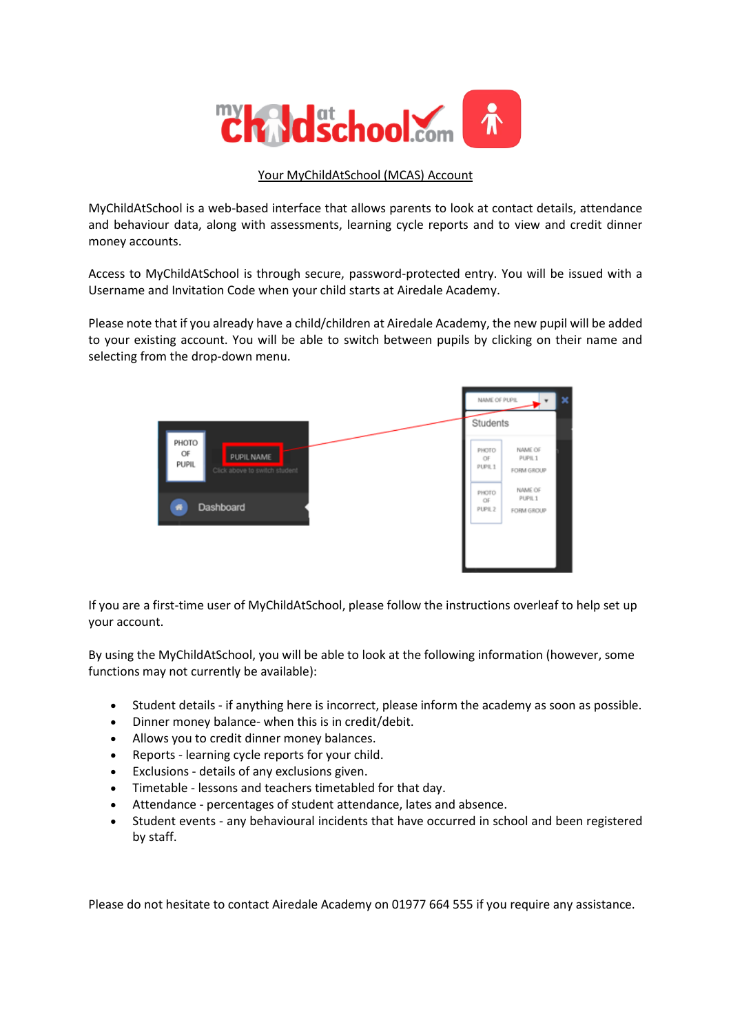Your MyChildAtSchool (MCAS) Account

MyChildAtSchool is a web-based interface that allows parents to look at contact details, attendance and behaviour data, along with assessments, learning cycle reports and to view and credit dinner money accounts.

Access to MyChildAtSchool is through secure, password-protected entry. You will be issued with a Username and Invitation Code when your child starts at Airedale Academy.

Please note that if you already have a child/children at Airedale Academy, the new pupil will be added to your existing account. You will be able to switch between pupils by clicking on their name and selecting from the drop-down menu.

If you are a first-time user of MyChildAtSchool, please follow the instructions overleaf to help set up your account.

By using the MyChildAtSchool, you will be able to look at the following information (however, some functions may not currently be available):

- Student details - if anything here is incorrect, please inform the academy as soon as possible.
- Dinner money balance- when this is in credit/debit.
- Allows you to credit dinner money balances.
- Reports - learning cycle reports for your child.
- Exclusions - details of any exclusions given.
- Timetable - lessons and teachers timetabled for that day.
- Attendance - percentages of student attendance, lates and absence.
- Student events - any behavioural incidents that have occurred in school and been registered by staff.

Please do not hesitate to contact Airedale Academy on 01977 664 555 if you require any assistance.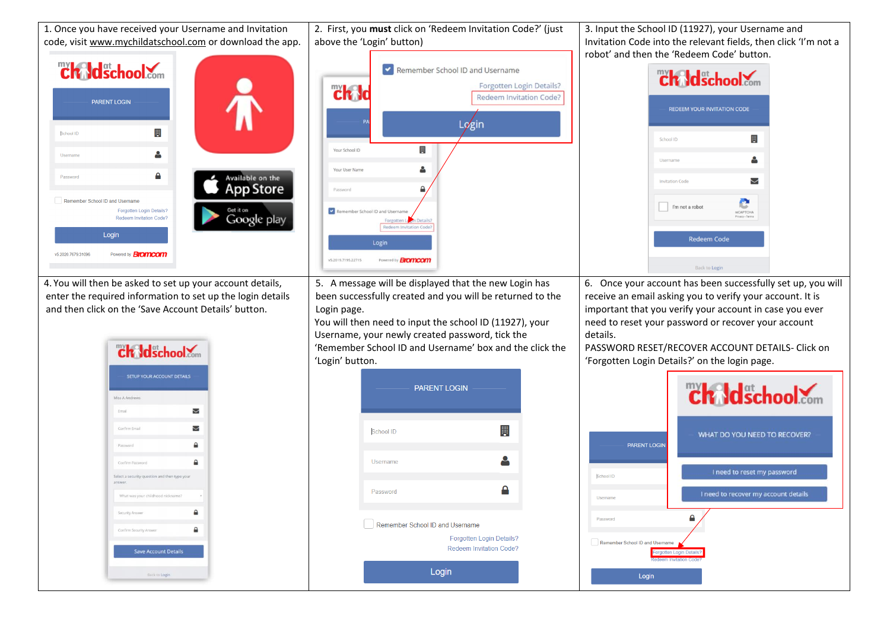1. Once you have received your Username and Invitation code, visit www.mychildatschool.com or download the app.

2. First, you **must** click on 'Redeem Invitation Code?' (just above the 'Login' button)

3. Input the School ID (11927), your Username and Invitation Code into the relevant fields, then click 'I'm not a robot' and then the 'Redeem Code' button.

4. You will then be asked to set up your account details, enter the required information to set up the login details and then click on the 'Save Account Details' button.

5. A message will be displayed that the new Login has been successfully created and you will be returned to the Login page.
You will then need to input the school ID (11927), your Username, your newly created password, tick the 'Remember School ID and Username' box and the click the 'Login' button.

6. Once your account has been successfully set up, you will receive an email asking you to verify your account. It is important that you verify your account in case you ever need to reset your password or recover your account details.
PASSWORD RESET/RECOVER ACCOUNT DETAILS- Click on 'Forgotten Login Details?' on the login page.